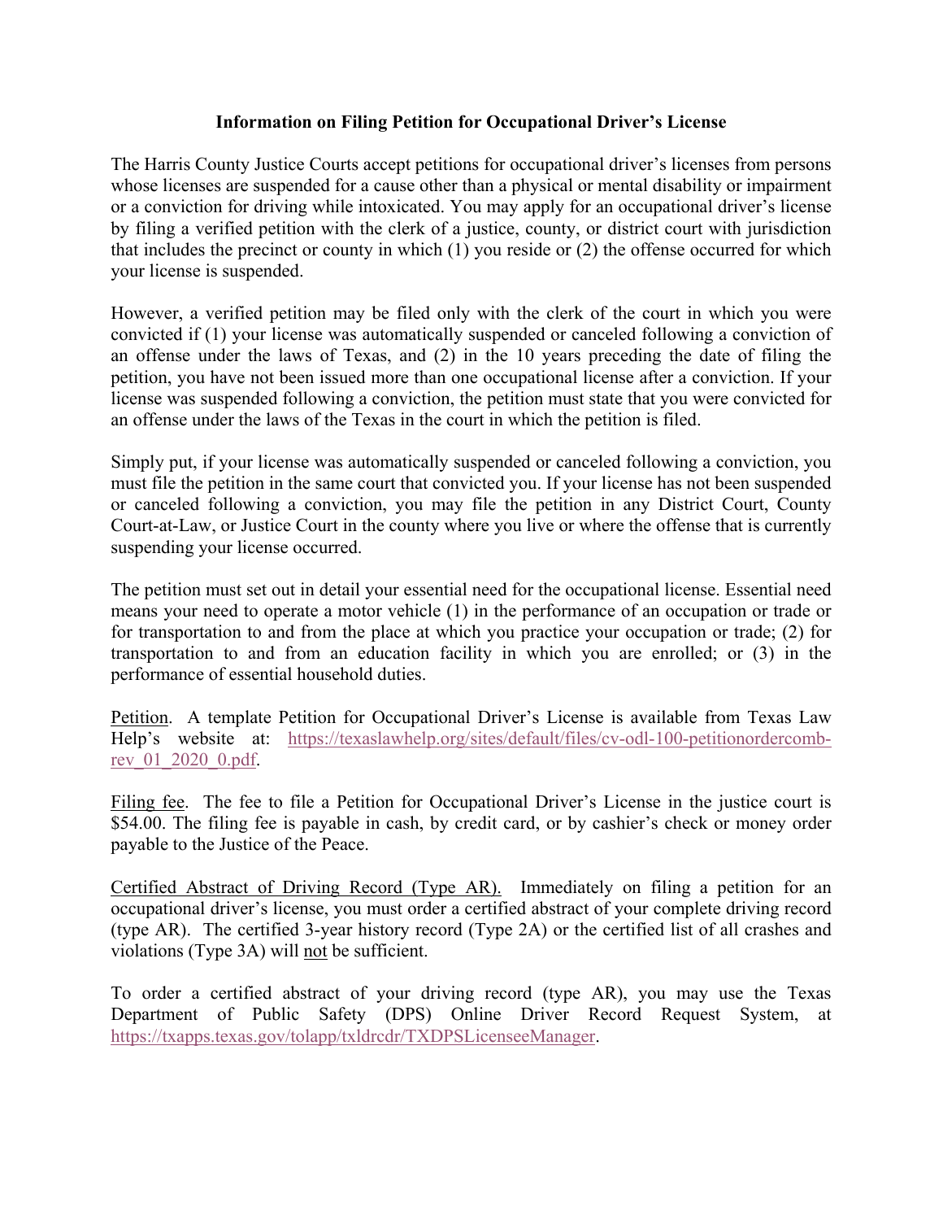**Information on Filing Petition for Occupational Driver's License**

The Harris County Justice Courts accept petitions for occupational driver's licenses from persons whose licenses are suspended for a cause other than a physical or mental disability or impairment or a conviction for driving while intoxicated. You may apply for an occupational driver's license by filing a verified petition with the clerk of a justice, county, or district court with jurisdiction that includes the precinct or county in which (1) you reside or (2) the offense occurred for which your license is suspended.

However, a verified petition may be filed only with the clerk of the court in which you were convicted if (1) your license was automatically suspended or canceled following a conviction of an offense under the laws of Texas, and (2) in the 10 years preceding the date of filing the petition, you have not been issued more than one occupational license after a conviction. If your license was suspended following a conviction, the petition must state that you were convicted for an offense under the laws of the Texas in the court in which the petition is filed.

Simply put, if your license was automatically suspended or canceled following a conviction, you must file the petition in the same court that convicted you. If your license has not been suspended or canceled following a conviction, you may file the petition in any District Court, County Court-at-Law, or Justice Court in the county where you live or where the offense that is currently suspending your license occurred.

The petition must set out in detail your essential need for the occupational license. Essential need means your need to operate a motor vehicle (1) in the performance of an occupation or trade or for transportation to and from the place at which you practice your occupation or trade; (2) for transportation to and from an education facility in which you are enrolled; or (3) in the performance of essential household duties.

<u>Petition</u>. A template Petition for Occupational Driver's License is available from Texas Law Help's website at: https://texaslawhelp.org/sites/default/files/cv-odl-100-petitionordercomb-rev_01_2020_0.pdf.

<u>Filing fee</u>. The fee to file a Petition for Occupational Driver's License in the justice court is $54.00. The filing fee is payable in cash, by credit card, or by cashier's check or money order payable to the Justice of the Peace.

<u>Certified Abstract of Driving Record (Type AR).</u> Immediately on filing a petition for an occupational driver's license, you must order a certified abstract of your complete driving record (type AR). The certified 3-year history record (Type 2A) or the certified list of all crashes and violations (Type 3A) will <u>not</u> be sufficient.

To order a certified abstract of your driving record (type AR), you may use the Texas Department of Public Safety (DPS) Online Driver Record Request System, at https://txapps.texas.gov/tolapp/txldrcdr/TXDPSLicenseeManager.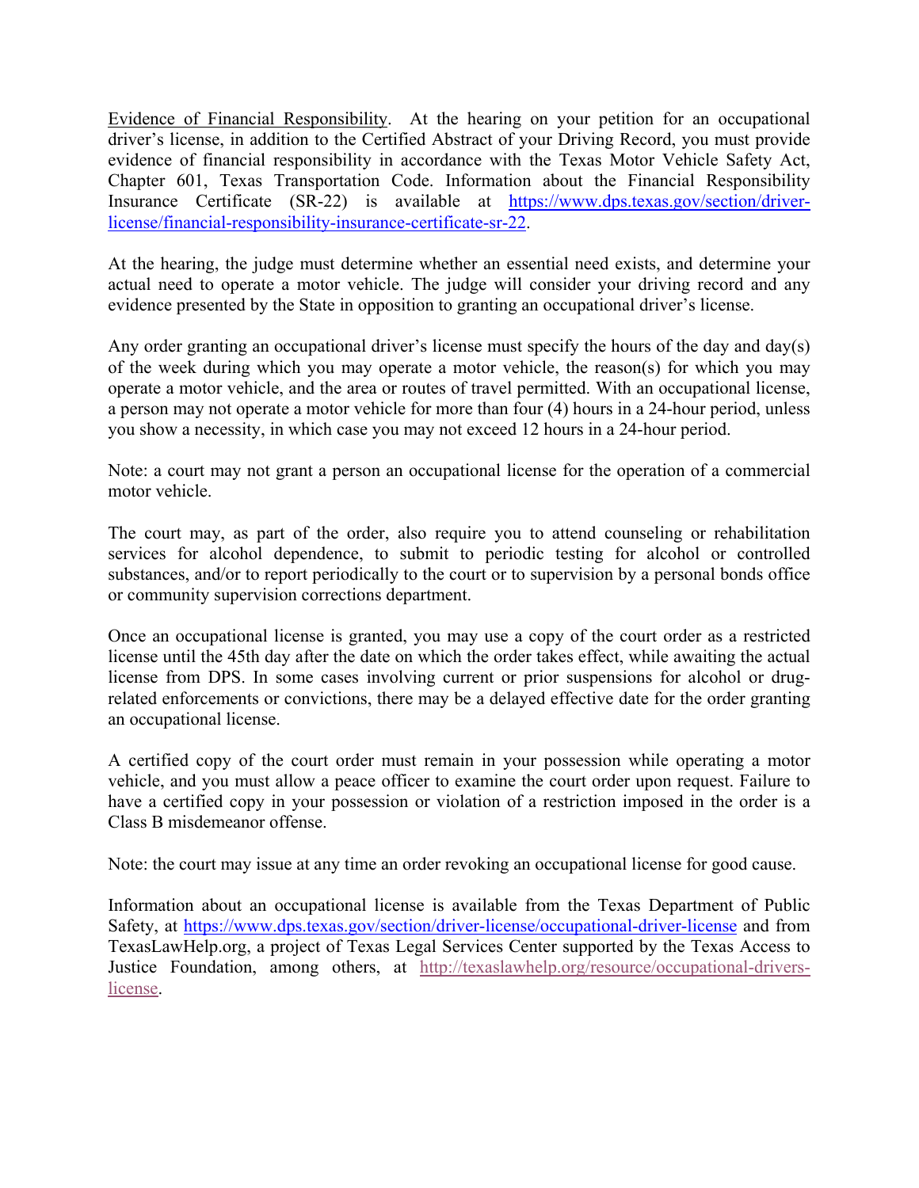Evidence of Financial Responsibility. At the hearing on your petition for an occupational driver's license, in addition to the Certified Abstract of your Driving Record, you must provide evidence of financial responsibility in accordance with the Texas Motor Vehicle Safety Act, Chapter 601, Texas Transportation Code. Information about the Financial Responsibility Insurance Certificate (SR-22) is available at https://www.dps.texas.gov/section/driver-license/financial-responsibility-insurance-certificate-sr-22.

At the hearing, the judge must determine whether an essential need exists, and determine your actual need to operate a motor vehicle. The judge will consider your driving record and any evidence presented by the State in opposition to granting an occupational driver's license.

Any order granting an occupational driver's license must specify the hours of the day and day(s) of the week during which you may operate a motor vehicle, the reason(s) for which you may operate a motor vehicle, and the area or routes of travel permitted. With an occupational license, a person may not operate a motor vehicle for more than four (4) hours in a 24-hour period, unless you show a necessity, in which case you may not exceed 12 hours in a 24-hour period.

Note: a court may not grant a person an occupational license for the operation of a commercial motor vehicle.

The court may, as part of the order, also require you to attend counseling or rehabilitation services for alcohol dependence, to submit to periodic testing for alcohol or controlled substances, and/or to report periodically to the court or to supervision by a personal bonds office or community supervision corrections department.

Once an occupational license is granted, you may use a copy of the court order as a restricted license until the 45th day after the date on which the order takes effect, while awaiting the actual license from DPS. In some cases involving current or prior suspensions for alcohol or drug-related enforcements or convictions, there may be a delayed effective date for the order granting an occupational license.

A certified copy of the court order must remain in your possession while operating a motor vehicle, and you must allow a peace officer to examine the court order upon request. Failure to have a certified copy in your possession or violation of a restriction imposed in the order is a Class B misdemeanor offense.

Note: the court may issue at any time an order revoking an occupational license for good cause.

Information about an occupational license is available from the Texas Department of Public Safety, at https://www.dps.texas.gov/section/driver-license/occupational-driver-license and from TexasLawHelp.org, a project of Texas Legal Services Center supported by the Texas Access to Justice Foundation, among others, at http://texaslawhelp.org/resource/occupational-drivers-license.